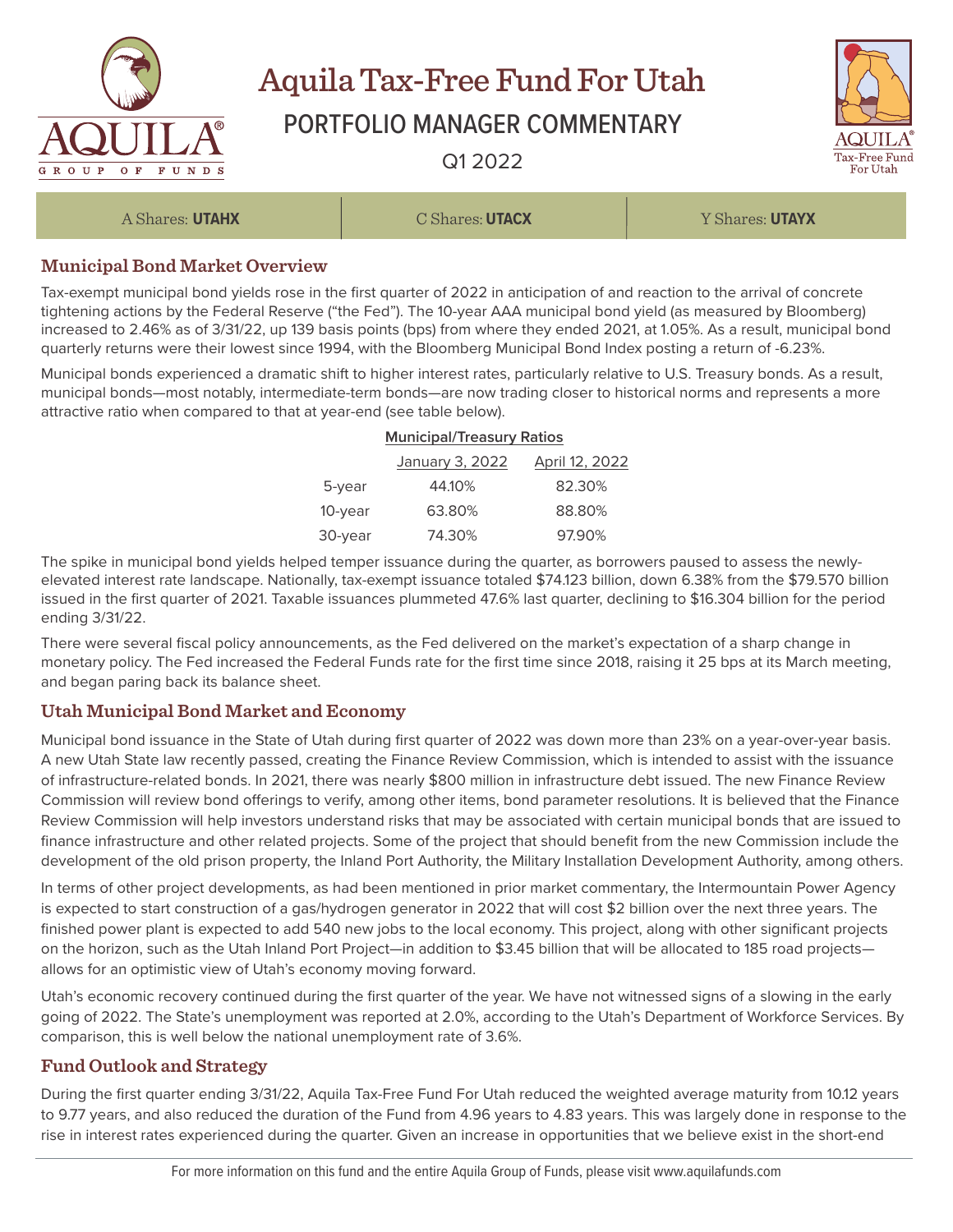# Aquila Tax-Free Fund For Utah

## PORTFOLIO MANAGER COMMENTARY

Q1 2022

| A Shares: **UTAHX** | C Shares: **UTACX** | Y Shares: **UTAYX** |
|---|---|---|

### Municipal Bond Market Overview

Tax-exempt municipal bond yields rose in the first quarter of 2022 in anticipation of and reaction to the arrival of concrete tightening actions by the Federal Reserve ("the Fed"). The 10-year AAA municipal bond yield (as measured by Bloomberg) increased to 2.46% as of 3/31/22, up 139 basis points (bps) from where they ended 2021, at 1.05%. As a result, municipal bond quarterly returns were their lowest since 1994, with the Bloomberg Municipal Bond Index posting a return of -6.23%.

Municipal bonds experienced a dramatic shift to higher interest rates, particularly relative to U.S. Treasury bonds. As a result, municipal bonds—most notably, intermediate-term bonds—are now trading closer to historical norms and represents a more attractive ratio when compared to that at year-end (see table below).

**Municipal/Treasury Ratios**

| | January 3, 2022 | April 12, 2022 |
|---|---|---|
| 5-year | 44.10% | 82.30% |
| 10-year | 63.80% | 88.80% |
| 30-year | 74.30% | 97.90% |

The spike in municipal bond yields helped temper issuance during the quarter, as borrowers paused to assess the newly-elevated interest rate landscape. Nationally, tax-exempt issuance totaled $74.123 billion, down 6.38% from the $79.570 billion issued in the first quarter of 2021. Taxable issuances plummeted 47.6% last quarter, declining to $16.304 billion for the period ending 3/31/22.

There were several fiscal policy announcements, as the Fed delivered on the market's expectation of a sharp change in monetary policy. The Fed increased the Federal Funds rate for the first time since 2018, raising it 25 bps at its March meeting, and began paring back its balance sheet.

### Utah Municipal Bond Market and Economy

Municipal bond issuance in the State of Utah during first quarter of 2022 was down more than 23% on a year-over-year basis. A new Utah State law recently passed, creating the Finance Review Commission, which is intended to assist with the issuance of infrastructure-related bonds. In 2021, there was nearly $800 million in infrastructure debt issued. The new Finance Review Commission will review bond offerings to verify, among other items, bond parameter resolutions. It is believed that the Finance Review Commission will help investors understand risks that may be associated with certain municipal bonds that are issued to finance infrastructure and other related projects. Some of the project that should benefit from the new Commission include the development of the old prison property, the Inland Port Authority, the Military Installation Development Authority, among others.

In terms of other project developments, as had been mentioned in prior market commentary, the Intermountain Power Agency is expected to start construction of a gas/hydrogen generator in 2022 that will cost $2 billion over the next three years. The finished power plant is expected to add 540 new jobs to the local economy. This project, along with other significant projects on the horizon, such as the Utah Inland Port Project—in addition to $3.45 billion that will be allocated to 185 road projects—allows for an optimistic view of Utah's economy moving forward.

Utah's economic recovery continued during the first quarter of the year. We have not witnessed signs of a slowing in the early going of 2022. The State's unemployment was reported at 2.0%, according to the Utah's Department of Workforce Services. By comparison, this is well below the national unemployment rate of 3.6%.

### Fund Outlook and Strategy

During the first quarter ending 3/31/22, Aquila Tax-Free Fund For Utah reduced the weighted average maturity from 10.12 years to 9.77 years, and also reduced the duration of the Fund from 4.96 years to 4.83 years. This was largely done in response to the rise in interest rates experienced during the quarter. Given an increase in opportunities that we believe exist in the short-end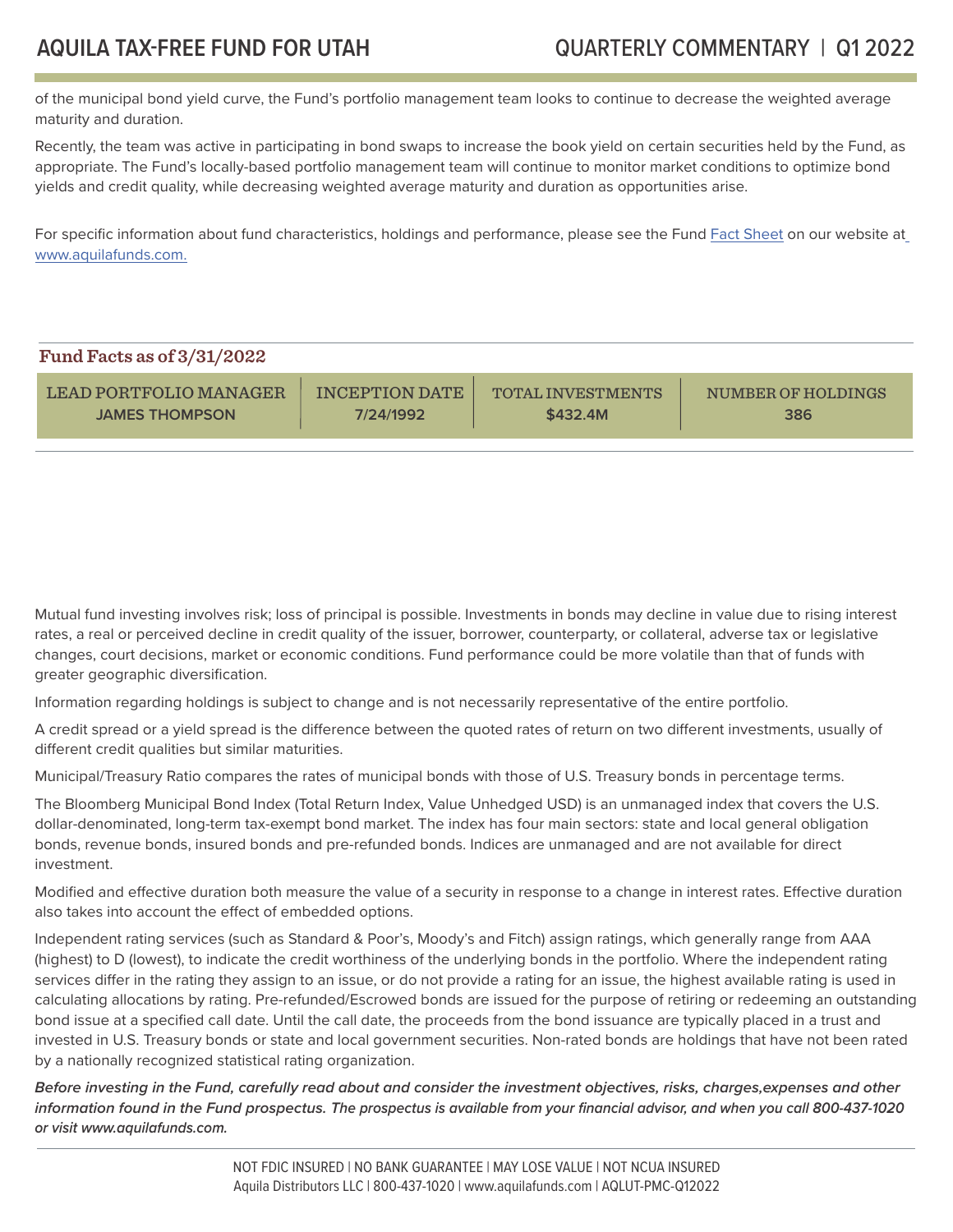of the municipal bond yield curve, the Fund's portfolio management team looks to continue to decrease the weighted average maturity and duration.

Recently, the team was active in participating in bond swaps to increase the book yield on certain securities held by the Fund, as appropriate. The Fund's locally-based portfolio management team will continue to monitor market conditions to optimize bond yields and credit quality, while decreasing weighted average maturity and duration as opportunities arise.

For specific information about fund characteristics, holdings and performance, please see the Fund [Fact Sheet] on our website at www.aquilafunds.com.

### Fund Facts as of 3/31/2022

| LEAD PORTFOLIO MANAGER | INCEPTION DATE | TOTAL INVESTMENTS | NUMBER OF HOLDINGS |
|---|---|---|---|
| JAMES THOMPSON | 7/24/1992 | $432.4M | 386 |

Mutual fund investing involves risk; loss of principal is possible. Investments in bonds may decline in value due to rising interest rates, a real or perceived decline in credit quality of the issuer, borrower, counterparty, or collateral, adverse tax or legislative changes, court decisions, market or economic conditions. Fund performance could be more volatile than that of funds with greater geographic diversification.

Information regarding holdings is subject to change and is not necessarily representative of the entire portfolio.

A credit spread or a yield spread is the difference between the quoted rates of return on two different investments, usually of different credit qualities but similar maturities.

Municipal/Treasury Ratio compares the rates of municipal bonds with those of U.S. Treasury bonds in percentage terms.

The Bloomberg Municipal Bond Index (Total Return Index, Value Unhedged USD) is an unmanaged index that covers the U.S. dollar-denominated, long-term tax-exempt bond market. The index has four main sectors: state and local general obligation bonds, revenue bonds, insured bonds and pre-refunded bonds. Indices are unmanaged and are not available for direct investment.

Modified and effective duration both measure the value of a security in response to a change in interest rates. Effective duration also takes into account the effect of embedded options.

Independent rating services (such as Standard & Poor's, Moody's and Fitch) assign ratings, which generally range from AAA (highest) to D (lowest), to indicate the credit worthiness of the underlying bonds in the portfolio. Where the independent rating services differ in the rating they assign to an issue, or do not provide a rating for an issue, the highest available rating is used in calculating allocations by rating. Pre-refunded/Escrowed bonds are issued for the purpose of retiring or redeeming an outstanding bond issue at a specified call date. Until the call date, the proceeds from the bond issuance are typically placed in a trust and invested in U.S. Treasury bonds or state and local government securities. Non-rated bonds are holdings that have not been rated by a nationally recognized statistical rating organization.

***Before investing in the Fund, carefully read about and consider the investment objectives, risks, charges,expenses and other information found in the Fund prospectus. The prospectus is available from your financial advisor, and when you call 800-437-1020 or visit www.aquilafunds.com.***

NOT FDIC INSURED | NO BANK GUARANTEE | MAY LOSE VALUE | NOT NCUA INSURED
Aquila Distributors LLC | 800-437-1020 | www.aquilafunds.com | AQLUT-PMC-Q12022